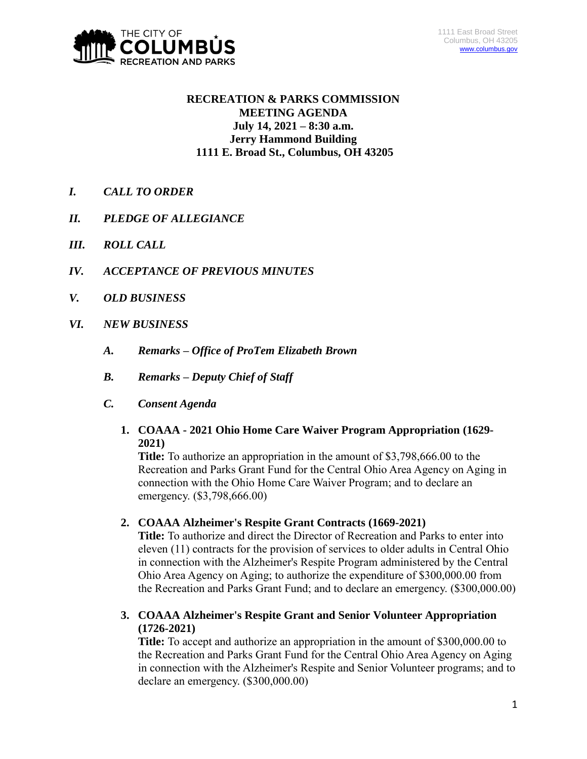1111 East Broad Street
Columbus, OH 43205
www.columbus.gov

**RECREATION & PARKS COMMISSION**
**MEETING AGENDA**
**July 14, 2021 – 8:30 a.m.**
**Jerry Hammond Building**
**1111 E. Broad St., Columbus, OH 43205**

- ***I. CALL TO ORDER***
- ***II. PLEDGE OF ALLEGIANCE***
- ***III. ROLL CALL***
- ***IV. ACCEPTANCE OF PREVIOUS MINUTES***
- ***V. OLD BUSINESS***
- ***VI. NEW BUSINESS***
  - ***A. Remarks – Office of ProTem Elizabeth Brown***
  - ***B. Remarks – Deputy Chief of Staff***
  - ***C. Consent Agenda***

1. **COAAA - 2021 Ohio Home Care Waiver Program Appropriation (1629-2021)**
   **Title:** To authorize an appropriation in the amount of $3,798,666.00 to the Recreation and Parks Grant Fund for the Central Ohio Area Agency on Aging in connection with the Ohio Home Care Waiver Program; and to declare an emergency. ($3,798,666.00)

2. **COAAA Alzheimer's Respite Grant Contracts (1669-2021)**
   **Title:** To authorize and direct the Director of Recreation and Parks to enter into eleven (11) contracts for the provision of services to older adults in Central Ohio in connection with the Alzheimer's Respite Program administered by the Central Ohio Area Agency on Aging; to authorize the expenditure of $300,000.00 from the Recreation and Parks Grant Fund; and to declare an emergency. ($300,000.00)

3. **COAAA Alzheimer's Respite Grant and Senior Volunteer Appropriation (1726-2021)**
   **Title:** To accept and authorize an appropriation in the amount of $300,000.00 to the Recreation and Parks Grant Fund for the Central Ohio Area Agency on Aging in connection with the Alzheimer's Respite and Senior Volunteer programs; and to declare an emergency. ($300,000.00)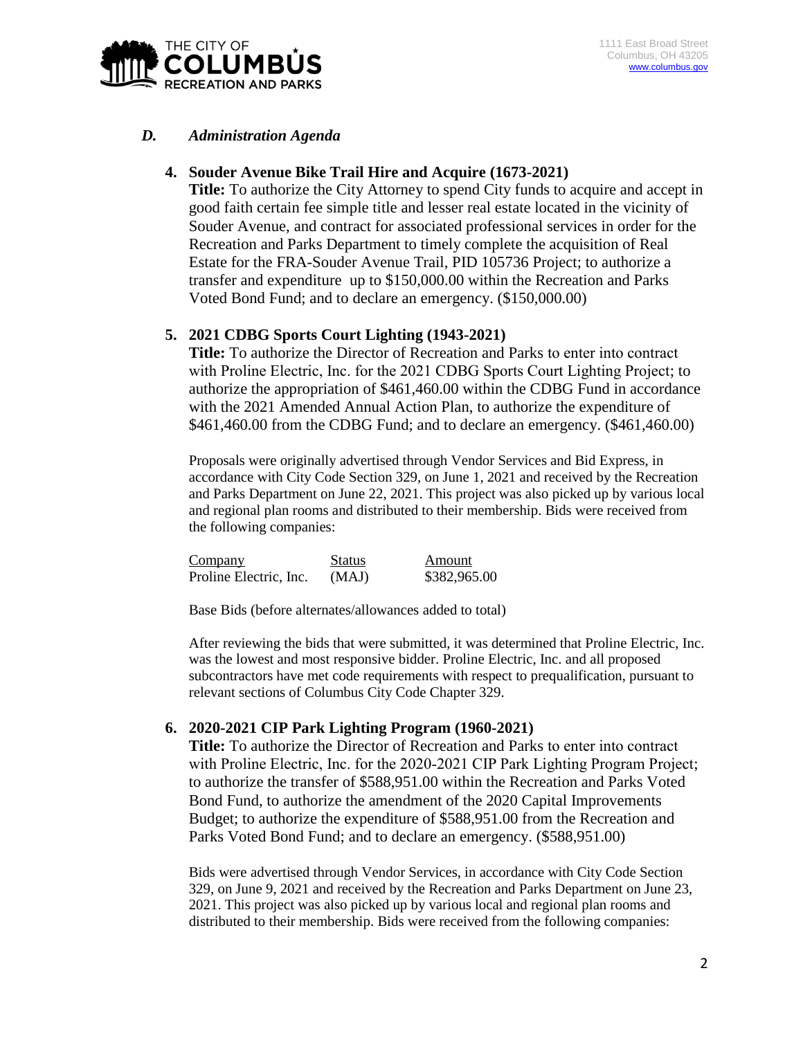## *D. Administration Agenda*

### 4. Souder Avenue Bike Trail Hire and Acquire (1673-2021)

**Title:** To authorize the City Attorney to spend City funds to acquire and accept in good faith certain fee simple title and lesser real estate located in the vicinity of Souder Avenue, and contract for associated professional services in order for the Recreation and Parks Department to timely complete the acquisition of Real Estate for the FRA-Souder Avenue Trail, PID 105736 Project; to authorize a transfer and expenditure up to $150,000.00 within the Recreation and Parks Voted Bond Fund; and to declare an emergency. ($150,000.00)

### 5. 2021 CDBG Sports Court Lighting (1943-2021)

**Title:** To authorize the Director of Recreation and Parks to enter into contract with Proline Electric, Inc. for the 2021 CDBG Sports Court Lighting Project; to authorize the appropriation of $461,460.00 within the CDBG Fund in accordance with the 2021 Amended Annual Action Plan, to authorize the expenditure of $461,460.00 from the CDBG Fund; and to declare an emergency. ($461,460.00)

Proposals were originally advertised through Vendor Services and Bid Express, in accordance with City Code Section 329, on June 1, 2021 and received by the Recreation and Parks Department on June 22, 2021. This project was also picked up by various local and regional plan rooms and distributed to their membership. Bids were received from the following companies:

| Company | Status | Amount |
|---|---|---|
| Proline Electric, Inc. | (MAJ) | $382,965.00 |

Base Bids (before alternates/allowances added to total)

After reviewing the bids that were submitted, it was determined that Proline Electric, Inc. was the lowest and most responsive bidder. Proline Electric, Inc. and all proposed subcontractors have met code requirements with respect to prequalification, pursuant to relevant sections of Columbus City Code Chapter 329.

### 6. 2020-2021 CIP Park Lighting Program (1960-2021)

**Title:** To authorize the Director of Recreation and Parks to enter into contract with Proline Electric, Inc. for the 2020-2021 CIP Park Lighting Program Project; to authorize the transfer of $588,951.00 within the Recreation and Parks Voted Bond Fund, to authorize the amendment of the 2020 Capital Improvements Budget; to authorize the expenditure of $588,951.00 from the Recreation and Parks Voted Bond Fund; and to declare an emergency. ($588,951.00)

Bids were advertised through Vendor Services, in accordance with City Code Section 329, on June 9, 2021 and received by the Recreation and Parks Department on June 23, 2021. This project was also picked up by various local and regional plan rooms and distributed to their membership. Bids were received from the following companies: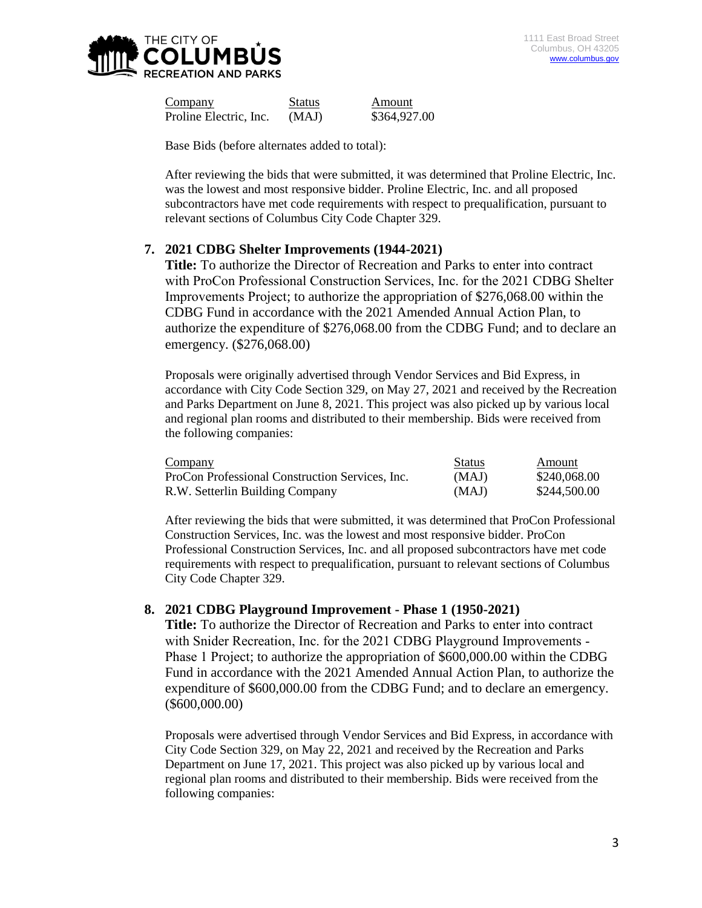| Company | Status | Amount |
| --- | --- | --- |
| Proline Electric, Inc. | (MAJ) | $364,927.00 |

Base Bids (before alternates added to total):

After reviewing the bids that were submitted, it was determined that Proline Electric, Inc. was the lowest and most responsive bidder. Proline Electric, Inc. and all proposed subcontractors have met code requirements with respect to prequalification, pursuant to relevant sections of Columbus City Code Chapter 329.

**7. 2021 CDBG Shelter Improvements (1944-2021)**

**Title:** To authorize the Director of Recreation and Parks to enter into contract with ProCon Professional Construction Services, Inc. for the 2021 CDBG Shelter Improvements Project; to authorize the appropriation of $276,068.00 within the CDBG Fund in accordance with the 2021 Amended Annual Action Plan, to authorize the expenditure of $276,068.00 from the CDBG Fund; and to declare an emergency. ($276,068.00)

Proposals were originally advertised through Vendor Services and Bid Express, in accordance with City Code Section 329, on May 27, 2021 and received by the Recreation and Parks Department on June 8, 2021. This project was also picked up by various local and regional plan rooms and distributed to their membership. Bids were received from the following companies:

| Company | Status | Amount |
| --- | --- | --- |
| ProCon Professional Construction Services, Inc. | (MAJ) | $240,068.00 |
| R.W. Setterlin Building Company | (MAJ) | $244,500.00 |

After reviewing the bids that were submitted, it was determined that ProCon Professional Construction Services, Inc. was the lowest and most responsive bidder. ProCon Professional Construction Services, Inc. and all proposed subcontractors have met code requirements with respect to prequalification, pursuant to relevant sections of Columbus City Code Chapter 329.

**8. 2021 CDBG Playground Improvement - Phase 1 (1950-2021)**

**Title:** To authorize the Director of Recreation and Parks to enter into contract with Snider Recreation, Inc. for the 2021 CDBG Playground Improvements - Phase 1 Project; to authorize the appropriation of $600,000.00 within the CDBG Fund in accordance with the 2021 Amended Annual Action Plan, to authorize the expenditure of $600,000.00 from the CDBG Fund; and to declare an emergency. ($600,000.00)

Proposals were advertised through Vendor Services and Bid Express, in accordance with City Code Section 329, on May 22, 2021 and received by the Recreation and Parks Department on June 17, 2021. This project was also picked up by various local and regional plan rooms and distributed to their membership. Bids were received from the following companies: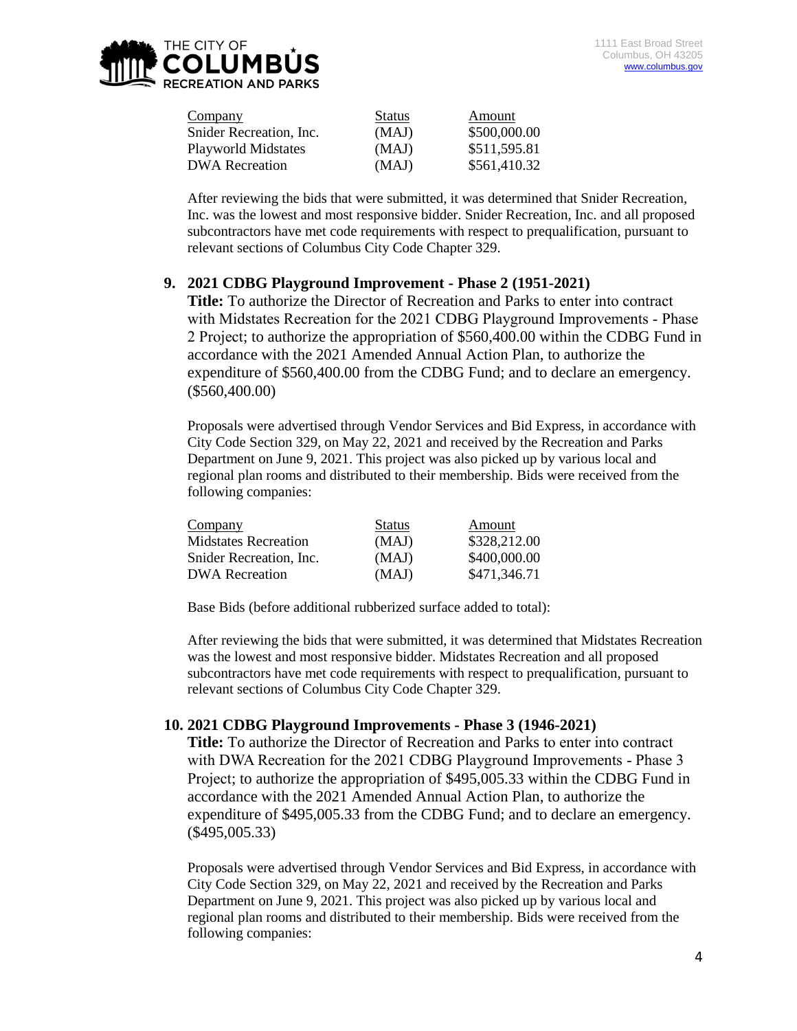| Company | Status | Amount |
|---|---|---|
| Snider Recreation, Inc. | (MAJ) | $500,000.00 |
| Playworld Midstates | (MAJ) | $511,595.81 |
| DWA Recreation | (MAJ) | $561,410.32 |

After reviewing the bids that were submitted, it was determined that Snider Recreation, Inc. was the lowest and most responsive bidder. Snider Recreation, Inc. and all proposed subcontractors have met code requirements with respect to prequalification, pursuant to relevant sections of Columbus City Code Chapter 329.

## 9. 2021 CDBG Playground Improvement - Phase 2 (1951-2021)

**Title:** To authorize the Director of Recreation and Parks to enter into contract with Midstates Recreation for the 2021 CDBG Playground Improvements - Phase 2 Project; to authorize the appropriation of $560,400.00 within the CDBG Fund in accordance with the 2021 Amended Annual Action Plan, to authorize the expenditure of $560,400.00 from the CDBG Fund; and to declare an emergency. ($560,400.00)

Proposals were advertised through Vendor Services and Bid Express, in accordance with City Code Section 329, on May 22, 2021 and received by the Recreation and Parks Department on June 9, 2021. This project was also picked up by various local and regional plan rooms and distributed to their membership. Bids were received from the following companies:

| Company | Status | Amount |
|---|---|---|
| Midstates Recreation | (MAJ) | $328,212.00 |
| Snider Recreation, Inc. | (MAJ) | $400,000.00 |
| DWA Recreation | (MAJ) | $471,346.71 |

Base Bids (before additional rubberized surface added to total):

After reviewing the bids that were submitted, it was determined that Midstates Recreation was the lowest and most responsive bidder. Midstates Recreation and all proposed subcontractors have met code requirements with respect to prequalification, pursuant to relevant sections of Columbus City Code Chapter 329.

## 10. 2021 CDBG Playground Improvements - Phase 3 (1946-2021)

**Title:** To authorize the Director of Recreation and Parks to enter into contract with DWA Recreation for the 2021 CDBG Playground Improvements - Phase 3 Project; to authorize the appropriation of $495,005.33 within the CDBG Fund in accordance with the 2021 Amended Annual Action Plan, to authorize the expenditure of $495,005.33 from the CDBG Fund; and to declare an emergency. ($495,005.33)

Proposals were advertised through Vendor Services and Bid Express, in accordance with City Code Section 329, on May 22, 2021 and received by the Recreation and Parks Department on June 9, 2021. This project was also picked up by various local and regional plan rooms and distributed to their membership. Bids were received from the following companies: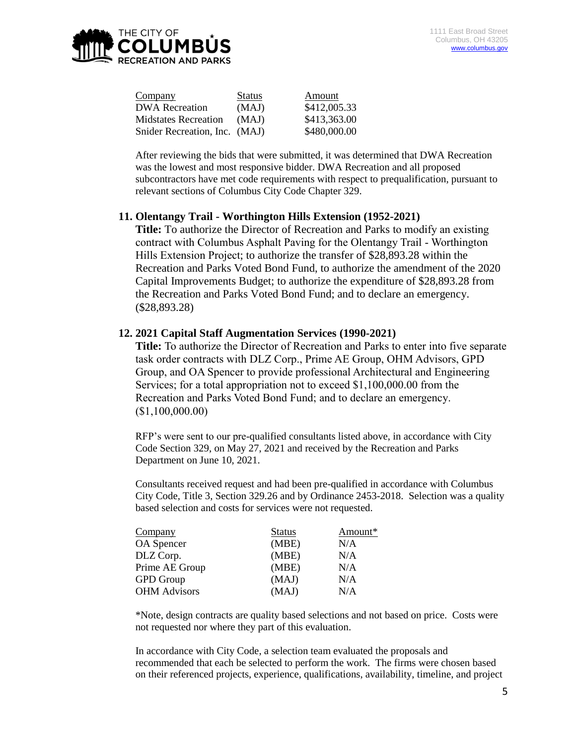| Company | Status | Amount |
|---|---|---|
| DWA Recreation | (MAJ) | $412,005.33 |
| Midstates Recreation | (MAJ) | $413,363.00 |
| Snider Recreation, Inc. | (MAJ) | $480,000.00 |

After reviewing the bids that were submitted, it was determined that DWA Recreation was the lowest and most responsive bidder. DWA Recreation and all proposed subcontractors have met code requirements with respect to prequalification, pursuant to relevant sections of Columbus City Code Chapter 329.

## 11. Olentangy Trail - Worthington Hills Extension (1952-2021)

**Title:** To authorize the Director of Recreation and Parks to modify an existing contract with Columbus Asphalt Paving for the Olentangy Trail - Worthington Hills Extension Project; to authorize the transfer of $28,893.28 within the Recreation and Parks Voted Bond Fund, to authorize the amendment of the 2020 Capital Improvements Budget; to authorize the expenditure of $28,893.28 from the Recreation and Parks Voted Bond Fund; and to declare an emergency. ($28,893.28)

## 12. 2021 Capital Staff Augmentation Services (1990-2021)

**Title:** To authorize the Director of Recreation and Parks to enter into five separate task order contracts with DLZ Corp., Prime AE Group, OHM Advisors, GPD Group, and OA Spencer to provide professional Architectural and Engineering Services; for a total appropriation not to exceed $1,100,000.00 from the Recreation and Parks Voted Bond Fund; and to declare an emergency. ($1,100,000.00)

RFP's were sent to our pre-qualified consultants listed above, in accordance with City Code Section 329, on May 27, 2021 and received by the Recreation and Parks Department on June 10, 2021.

Consultants received request and had been pre-qualified in accordance with Columbus City Code, Title 3, Section 329.26 and by Ordinance 2453-2018. Selection was a quality based selection and costs for services were not requested.

| Company | Status | Amount* |
|---|---|---|
| OA Spencer | (MBE) | N/A |
| DLZ Corp. | (MBE) | N/A |
| Prime AE Group | (MBE) | N/A |
| GPD Group | (MAJ) | N/A |
| OHM Advisors | (MAJ) | N/A |

*Note, design contracts are quality based selections and not based on price. Costs were not requested nor where they part of this evaluation.

In accordance with City Code, a selection team evaluated the proposals and recommended that each be selected to perform the work. The firms were chosen based on their referenced projects, experience, qualifications, availability, timeline, and project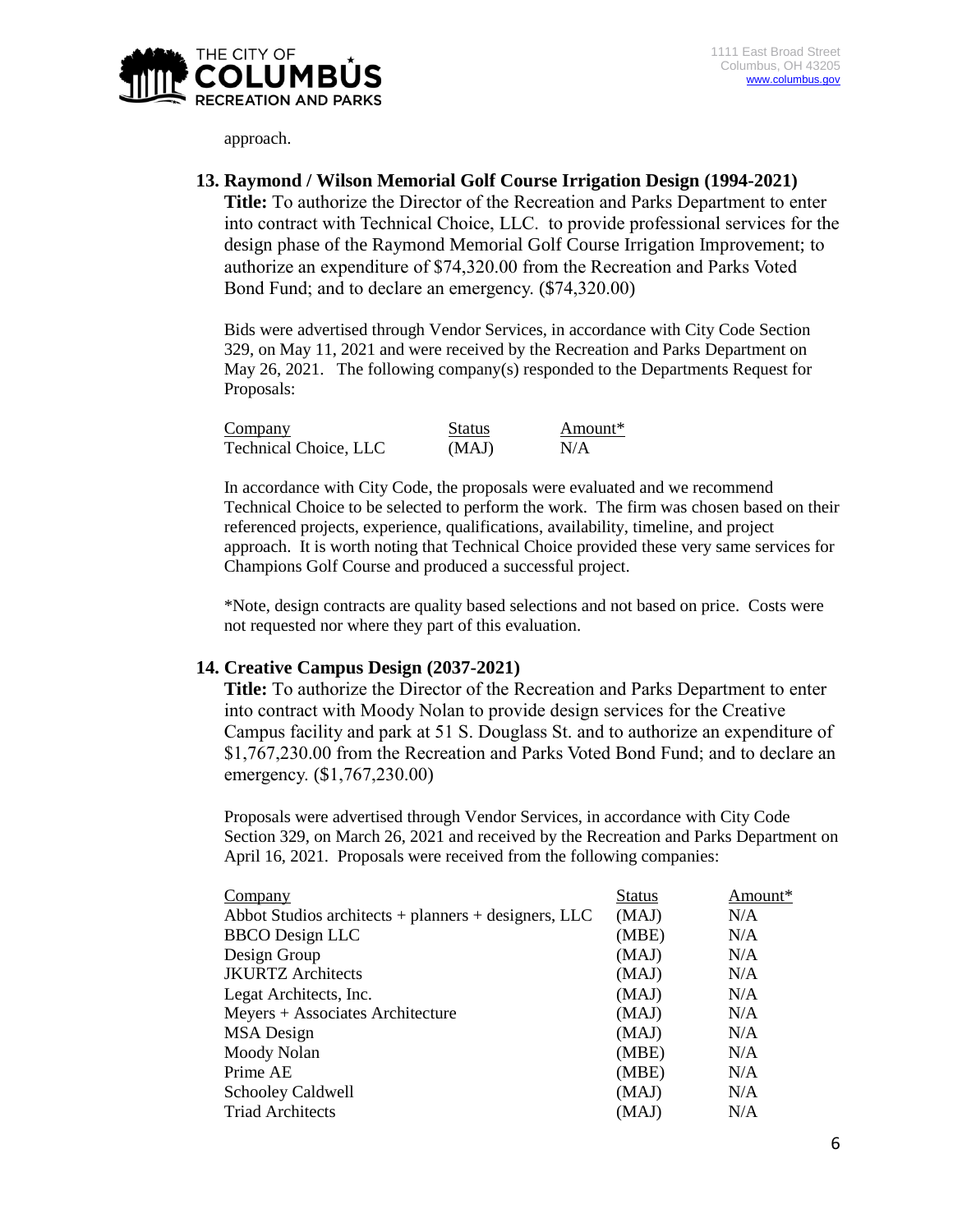approach.

### 13. Raymond / Wilson Memorial Golf Course Irrigation Design (1994-2021)

**Title:** To authorize the Director of the Recreation and Parks Department to enter into contract with Technical Choice, LLC. to provide professional services for the design phase of the Raymond Memorial Golf Course Irrigation Improvement; to authorize an expenditure of $74,320.00 from the Recreation and Parks Voted Bond Fund; and to declare an emergency. ($74,320.00)

Bids were advertised through Vendor Services, in accordance with City Code Section 329, on May 11, 2021 and were received by the Recreation and Parks Department on May 26, 2021. The following company(s) responded to the Departments Request for Proposals:

| Company | Status | Amount* |
|---|---|---|
| Technical Choice, LLC | (MAJ) | N/A |

In accordance with City Code, the proposals were evaluated and we recommend Technical Choice to be selected to perform the work. The firm was chosen based on their referenced projects, experience, qualifications, availability, timeline, and project approach. It is worth noting that Technical Choice provided these very same services for Champions Golf Course and produced a successful project.

*Note, design contracts are quality based selections and not based on price. Costs were not requested nor where they part of this evaluation.

### 14. Creative Campus Design (2037-2021)

**Title:** To authorize the Director of the Recreation and Parks Department to enter into contract with Moody Nolan to provide design services for the Creative Campus facility and park at 51 S. Douglass St. and to authorize an expenditure of $1,767,230.00 from the Recreation and Parks Voted Bond Fund; and to declare an emergency. ($1,767,230.00)

Proposals were advertised through Vendor Services, in accordance with City Code Section 329, on March 26, 2021 and received by the Recreation and Parks Department on April 16, 2021. Proposals were received from the following companies:

| Company | Status | Amount* |
|---|---|---|
| Abbot Studios architects + planners + designers, LLC | (MAJ) | N/A |
| BBCO Design LLC | (MBE) | N/A |
| Design Group | (MAJ) | N/A |
| JKURTZ Architects | (MAJ) | N/A |
| Legat Architects, Inc. | (MAJ) | N/A |
| Meyers + Associates Architecture | (MAJ) | N/A |
| MSA Design | (MAJ) | N/A |
| Moody Nolan | (MBE) | N/A |
| Prime AE | (MBE) | N/A |
| Schooley Caldwell | (MAJ) | N/A |
| Triad Architects | (MAJ) | N/A |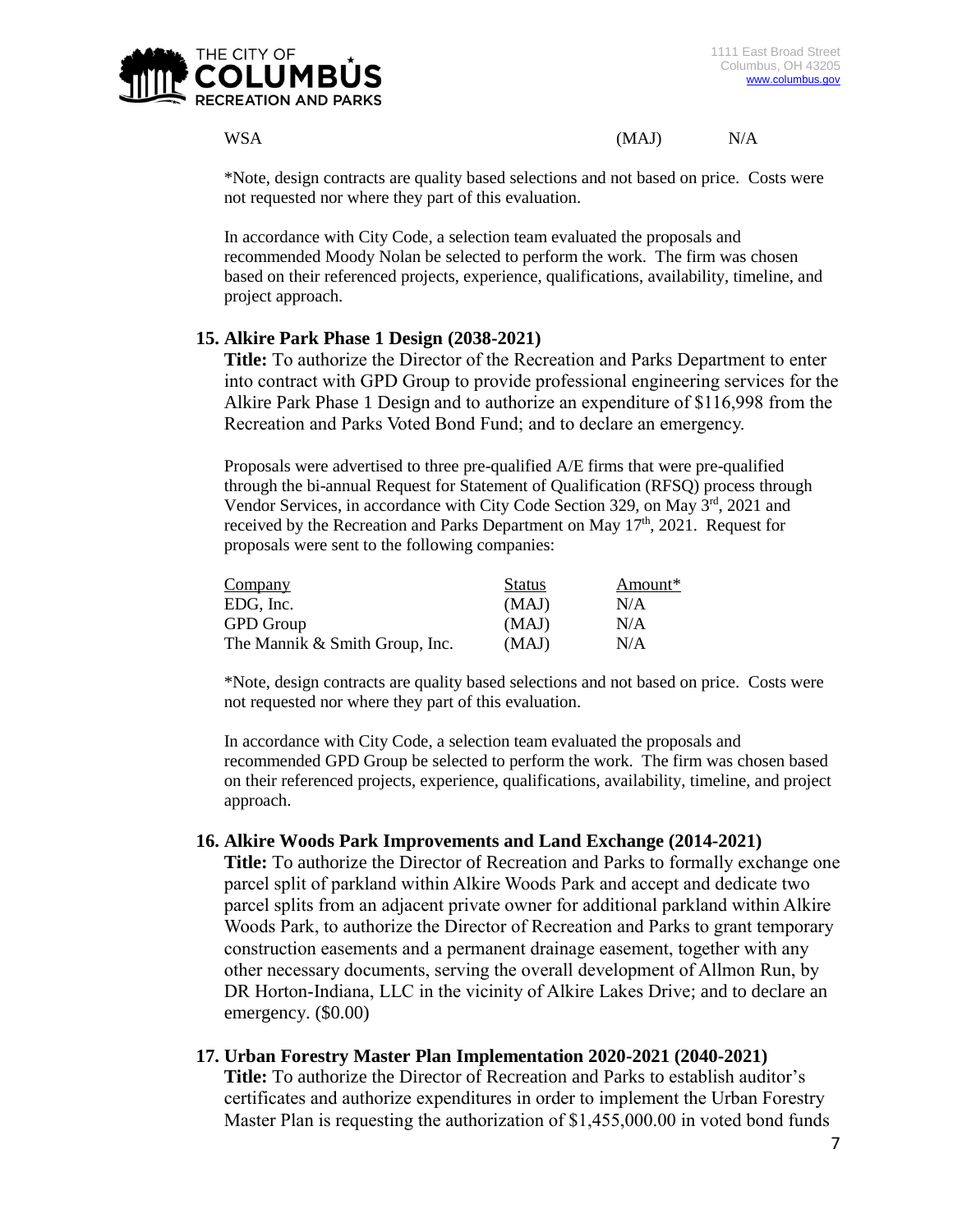| WSA | (MAJ) | N/A |
|---|---|---|

*Note, design contracts are quality based selections and not based on price. Costs were not requested nor where they part of this evaluation.

In accordance with City Code, a selection team evaluated the proposals and recommended Moody Nolan be selected to perform the work. The firm was chosen based on their referenced projects, experience, qualifications, availability, timeline, and project approach.

**15. Alkire Park Phase 1 Design (2038-2021)**

**Title:** To authorize the Director of the Recreation and Parks Department to enter into contract with GPD Group to provide professional engineering services for the Alkire Park Phase 1 Design and to authorize an expenditure of $116,998 from the Recreation and Parks Voted Bond Fund; and to declare an emergency.

Proposals were advertised to three pre-qualified A/E firms that were pre-qualified through the bi-annual Request for Statement of Qualification (RFSQ) process through Vendor Services, in accordance with City Code Section 329, on May 3rd, 2021 and received by the Recreation and Parks Department on May 17th, 2021. Request for proposals were sent to the following companies:

| Company | Status | Amount* |
|---|---|---|
| EDG, Inc. | (MAJ) | N/A |
| GPD Group | (MAJ) | N/A |
| The Mannik & Smith Group, Inc. | (MAJ) | N/A |

*Note, design contracts are quality based selections and not based on price. Costs were not requested nor where they part of this evaluation.

In accordance with City Code, a selection team evaluated the proposals and recommended GPD Group be selected to perform the work. The firm was chosen based on their referenced projects, experience, qualifications, availability, timeline, and project approach.

**16. Alkire Woods Park Improvements and Land Exchange (2014-2021)**

**Title:** To authorize the Director of Recreation and Parks to formally exchange one parcel split of parkland within Alkire Woods Park and accept and dedicate two parcel splits from an adjacent private owner for additional parkland within Alkire Woods Park, to authorize the Director of Recreation and Parks to grant temporary construction easements and a permanent drainage easement, together with any other necessary documents, serving the overall development of Allmon Run, by DR Horton-Indiana, LLC in the vicinity of Alkire Lakes Drive; and to declare an emergency. ($0.00)

**17. Urban Forestry Master Plan Implementation 2020-2021 (2040-2021)**

**Title:** To authorize the Director of Recreation and Parks to establish auditor's certificates and authorize expenditures in order to implement the Urban Forestry Master Plan is requesting the authorization of $1,455,000.00 in voted bond funds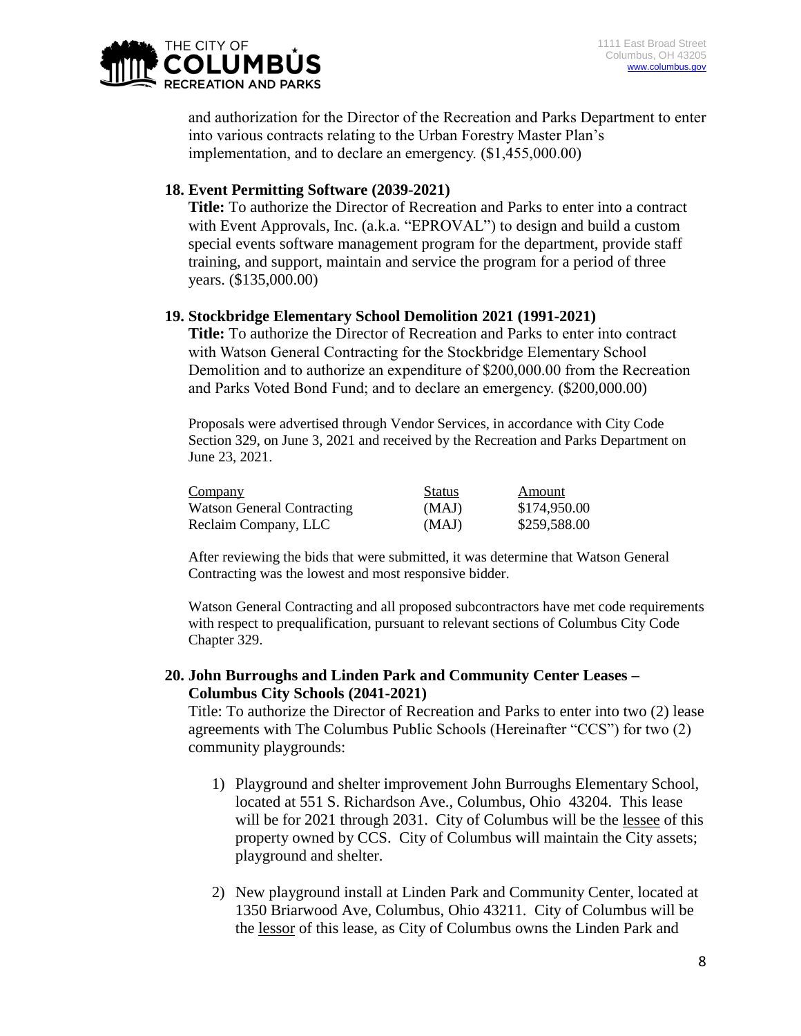and authorization for the Director of the Recreation and Parks Department to enter into various contracts relating to the Urban Forestry Master Plan's implementation, and to declare an emergency. ($1,455,000.00)

**18. Event Permitting Software (2039-2021)**

**Title:** To authorize the Director of Recreation and Parks to enter into a contract with Event Approvals, Inc. (a.k.a. "EPROVAL") to design and build a custom special events software management program for the department, provide staff training, and support, maintain and service the program for a period of three years. ($135,000.00)

**19. Stockbridge Elementary School Demolition 2021 (1991-2021)**

**Title:** To authorize the Director of Recreation and Parks to enter into contract with Watson General Contracting for the Stockbridge Elementary School Demolition and to authorize an expenditure of $200,000.00 from the Recreation and Parks Voted Bond Fund; and to declare an emergency. ($200,000.00)

Proposals were advertised through Vendor Services, in accordance with City Code Section 329, on June 3, 2021 and received by the Recreation and Parks Department on June 23, 2021.

| Company | Status | Amount |
|---|---|---|
| Watson General Contracting | (MAJ) | $174,950.00 |
| Reclaim Company, LLC | (MAJ) | $259,588.00 |

After reviewing the bids that were submitted, it was determine that Watson General Contracting was the lowest and most responsive bidder.

Watson General Contracting and all proposed subcontractors have met code requirements with respect to prequalification, pursuant to relevant sections of Columbus City Code Chapter 329.

**20. John Burroughs and Linden Park and Community Center Leases – Columbus City Schools (2041-2021)**

Title: To authorize the Director of Recreation and Parks to enter into two (2) lease agreements with The Columbus Public Schools (Hereinafter "CCS") for two (2) community playgrounds:

1) Playground and shelter improvement John Burroughs Elementary School, located at 551 S. Richardson Ave., Columbus, Ohio 43204. This lease will be for 2021 through 2031. City of Columbus will be the lessee of this property owned by CCS. City of Columbus will maintain the City assets; playground and shelter.

2) New playground install at Linden Park and Community Center, located at 1350 Briarwood Ave, Columbus, Ohio 43211. City of Columbus will be the lessor of this lease, as City of Columbus owns the Linden Park and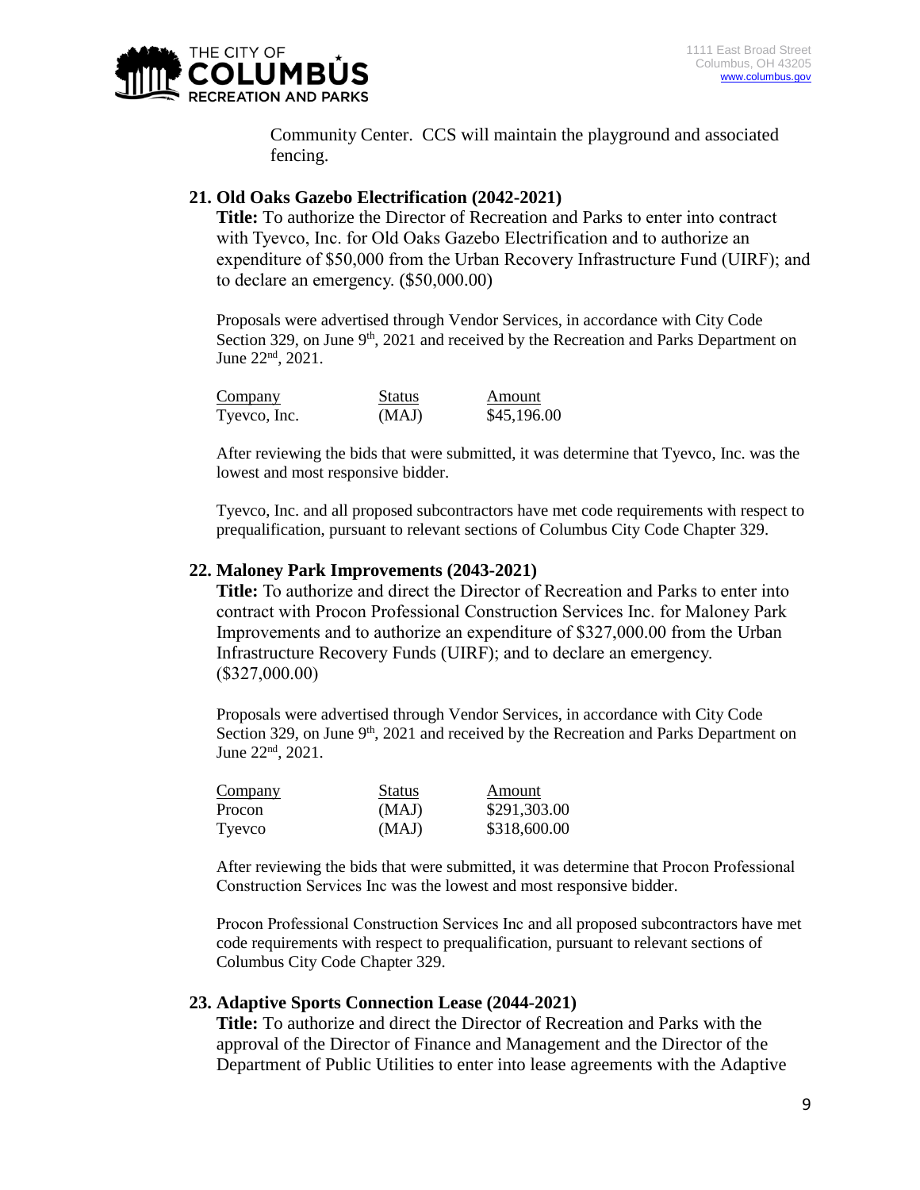Community Center. CCS will maintain the playground and associated fencing.

**21. Old Oaks Gazebo Electrification (2042-2021)**

**Title:** To authorize the Director of Recreation and Parks to enter into contract with Tyevco, Inc. for Old Oaks Gazebo Electrification and to authorize an expenditure of $50,000 from the Urban Recovery Infrastructure Fund (UIRF); and to declare an emergency. ($50,000.00)

Proposals were advertised through Vendor Services, in accordance with City Code Section 329, on June 9th, 2021 and received by the Recreation and Parks Department on June 22nd, 2021.

| Company | Status | Amount |
|---|---|---|
| Tyevco, Inc. | (MAJ) | $45,196.00 |

After reviewing the bids that were submitted, it was determine that Tyevco, Inc. was the lowest and most responsive bidder.

Tyevco, Inc. and all proposed subcontractors have met code requirements with respect to prequalification, pursuant to relevant sections of Columbus City Code Chapter 329.

**22. Maloney Park Improvements (2043-2021)**

**Title:** To authorize and direct the Director of Recreation and Parks to enter into contract with Procon Professional Construction Services Inc. for Maloney Park Improvements and to authorize an expenditure of $327,000.00 from the Urban Infrastructure Recovery Funds (UIRF); and to declare an emergency. ($327,000.00)

Proposals were advertised through Vendor Services, in accordance with City Code Section 329, on June 9th, 2021 and received by the Recreation and Parks Department on June 22nd, 2021.

| Company | Status | Amount |
|---|---|---|
| Procon | (MAJ) | $291,303.00 |
| Tyevco | (MAJ) | $318,600.00 |

After reviewing the bids that were submitted, it was determine that Procon Professional Construction Services Inc was the lowest and most responsive bidder.

Procon Professional Construction Services Inc and all proposed subcontractors have met code requirements with respect to prequalification, pursuant to relevant sections of Columbus City Code Chapter 329.

**23. Adaptive Sports Connection Lease (2044-2021)**

**Title:** To authorize and direct the Director of Recreation and Parks with the approval of the Director of Finance and Management and the Director of the Department of Public Utilities to enter into lease agreements with the Adaptive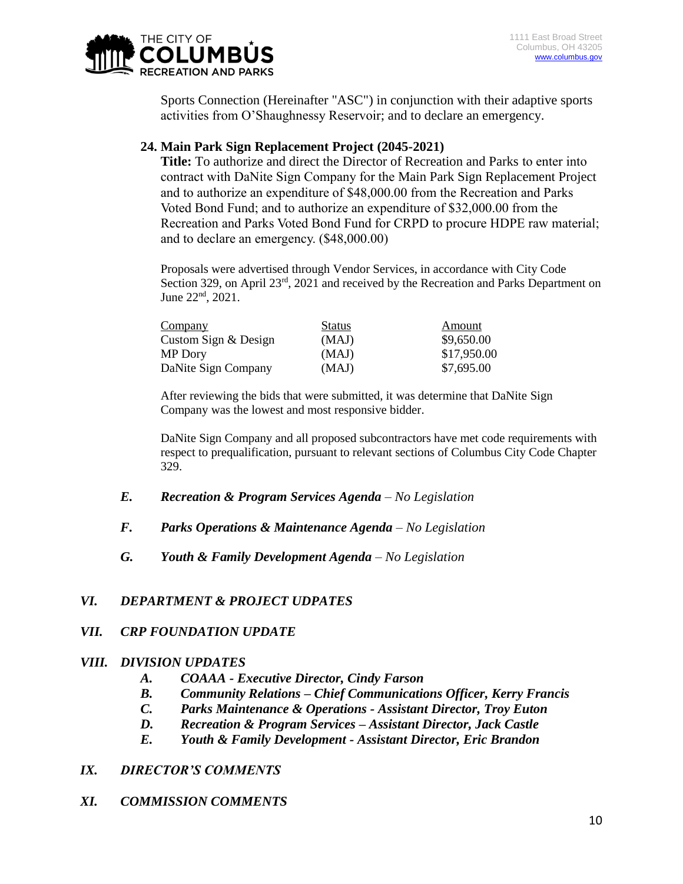Sports Connection (Hereinafter "ASC") in conjunction with their adaptive sports activities from O'Shaughnessy Reservoir; and to declare an emergency.

**24. Main Park Sign Replacement Project (2045-2021)**

**Title:** To authorize and direct the Director of Recreation and Parks to enter into contract with DaNite Sign Company for the Main Park Sign Replacement Project and to authorize an expenditure of $48,000.00 from the Recreation and Parks Voted Bond Fund; and to authorize an expenditure of $32,000.00 from the Recreation and Parks Voted Bond Fund for CRPD to procure HDPE raw material; and to declare an emergency. ($48,000.00)

Proposals were advertised through Vendor Services, in accordance with City Code Section 329, on April 23rd, 2021 and received by the Recreation and Parks Department on June 22nd, 2021.

| Company | Status | Amount |
|---|---|---|
| Custom Sign & Design | (MAJ) | $9,650.00 |
| MP Dory | (MAJ) | $17,950.00 |
| DaNite Sign Company | (MAJ) | $7,695.00 |

After reviewing the bids that were submitted, it was determine that DaNite Sign Company was the lowest and most responsive bidder.

DaNite Sign Company and all proposed subcontractors have met code requirements with respect to prequalification, pursuant to relevant sections of Columbus City Code Chapter 329.

*E.* ***Recreation & Program Services Agenda*** *– No Legislation*

*F.* ***Parks Operations & Maintenance Agenda*** *– No Legislation*

*G.* ***Youth & Family Development Agenda*** *– No Legislation*

## *VI. DEPARTMENT & PROJECT UDPATES*

## *VII. CRP FOUNDATION UPDATE*

## *VIII. DIVISION UPDATES*

*A.* ***COAAA - Executive Director, Cindy Farson***

*B.* ***Community Relations – Chief Communications Officer, Kerry Francis***

*C.* ***Parks Maintenance & Operations - Assistant Director, Troy Euton***

*D.* ***Recreation & Program Services – Assistant Director, Jack Castle***

*E.* ***Youth & Family Development - Assistant Director, Eric Brandon***

## *IX. DIRECTOR'S COMMENTS*

## *XI. COMMISSION COMMENTS*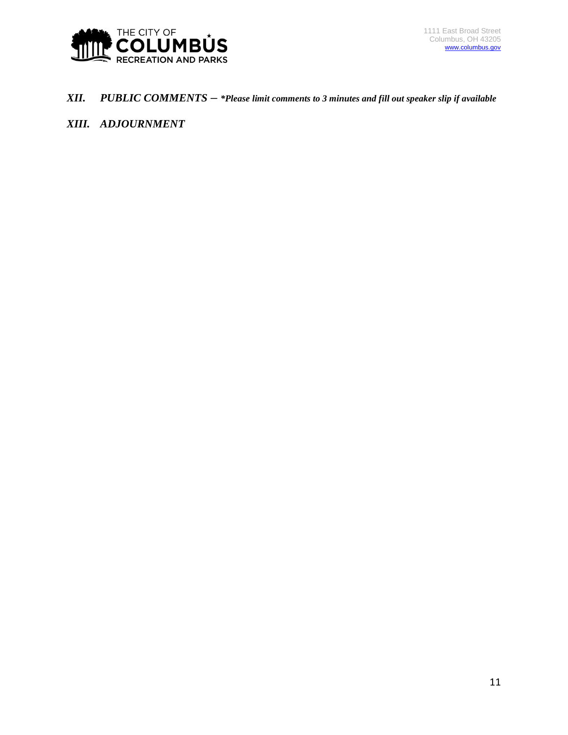## *XII. PUBLIC COMMENTS – \*Please limit comments to 3 minutes and fill out speaker slip if available*

## *XIII. ADJOURNMENT*